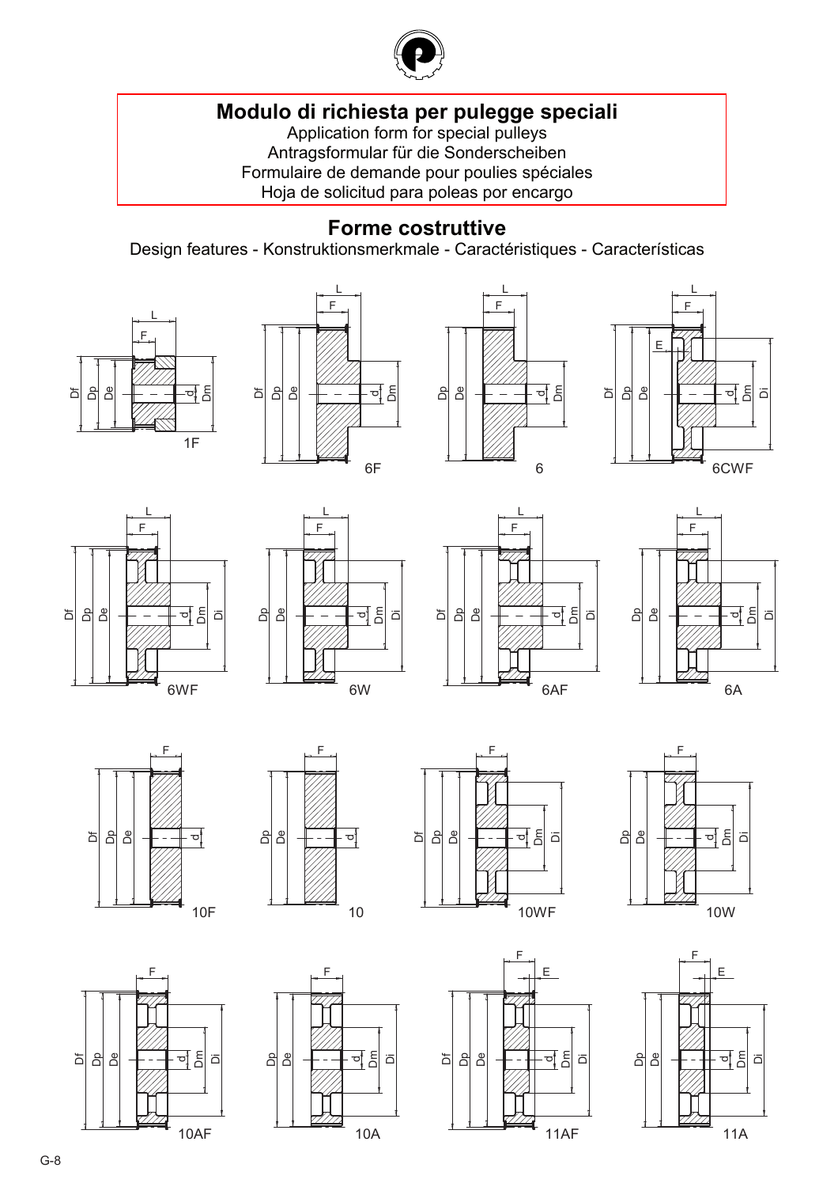# Modulo di richiesta per pulegge speciali

Application form for special pulleys

Antragsformular für die Sonderscheiben

Formulaire de demande pour poulies spéciales

Hoja de solicitud para poleas por encargo

## Forme costruttive

Design features - Konstruktionsmerkmale - Caractéristiques - Características

1F

6F

6

6CWF

6WF

6W

6AF

6A

10F

10

10WF

10W

10AF

10A

11AF

11A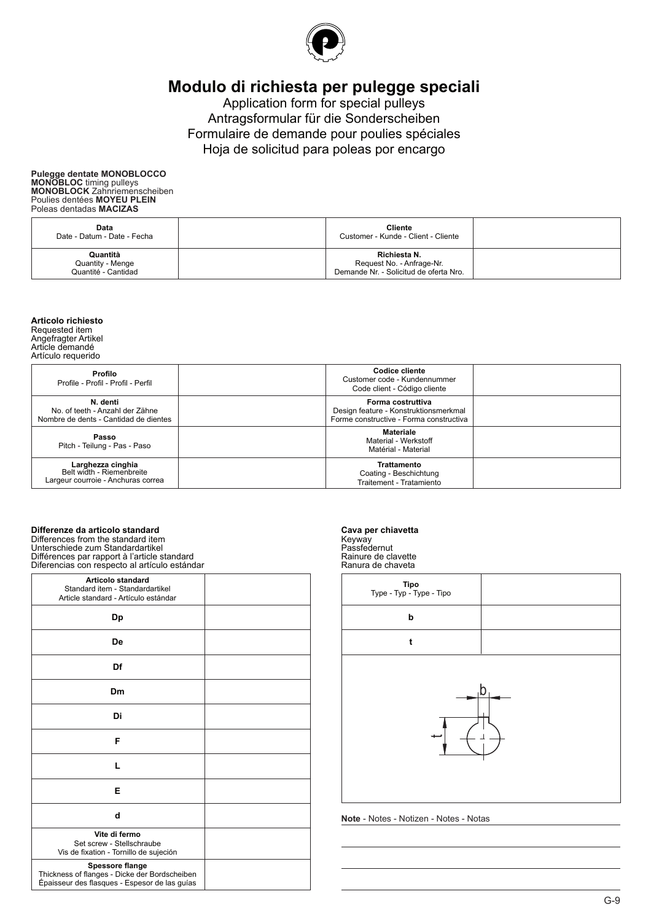# Modulo di richiesta per pulegge speciali

Application form for special pulleys
Antragsformular für die Sonderscheiben
Formulaire de demande pour poulies spéciales
Hoja de solicitud para poleas por encargo

**Pulegge dentate MONOBLOCCO**
**MONOBLOC** timing pulleys
**MONOBLOCK** Zahnriemenscheiben
Poulies dentées **MOYEU PLEIN**
Poleas dentadas **MACIZAS**

| | | | |
|---|---|---|---|
| **Data**<br>Date - Datum - Date - Fecha | | **Cliente**<br>Customer - Kunde - Client - Cliente | |
| **Quantità**<br>Quantity - Menge<br>Quantité - Cantidad | | **Richiesta N.**<br>Request No. - Anfrage-Nr.<br>Demande Nr. - Solicitud de oferta Nro. | |

**Articolo richiesto**
Requested item
Angefragter Artikel
Article demandé
Artículo requerido

| | | | |
|---|---|---|---|
| **Profilo**<br>Profile - Profil - Profil - Perfil | | **Codice cliente**<br>Customer code - Kundennummer<br>Code client - Código cliente | |
| **N. denti**<br>No. of teeth - Anzahl der Zähne<br>Nombre de dents - Cantidad de dientes | | **Forma costruttiva**<br>Design feature - Konstruktionsmerkmal<br>Forme constructive - Forma constructiva | |
| **Passo**<br>Pitch - Teilung - Pas - Paso | | **Materiale**<br>Material - Werkstoff<br>Matérial - Material | |
| **Larghezza cinghia**<br>Belt width - Riemenbreite<br>Largeur courroie - Anchuras correa | | **Trattamento**<br>Coating - Beschichtung<br>Traitement - Tratamiento | |

**Differenze da articolo standard**
Differences from the standard item
Unterschiede zum Standardartikel
Différences par rapport à l'article standard
Diferencias con respecto al artículo estándar

| | |
|---|---|
| **Articolo standard**<br>Standard item - Standardartikel<br>Article standard - Artículo estándar | |
| **Dp** | |
| **De** | |
| **Df** | |
| **Dm** | |
| **Di** | |
| **F** | |
| **L** | |
| **E** | |
| **d** | |
| **Vite di fermo**<br>Set screw - Stellschraube<br>Vis de fixation - Tornillo de sujeción | |
| **Spessore flange**<br>Thickness of flanges - Dicke der Bordscheiben<br>Épaisseur des flasques - Espesor de las guías | |

**Cava per chiavetta**
Keyway
Passfedernut
Rainure de clavette
Ranura de chaveta

| | |
|---|---|
| **Tipo**<br>Type - Typ - Type - Tipo | |
| **b** | |
| **t** | |

b

t

**Note** - Notes - Notizen - Notes - Notas